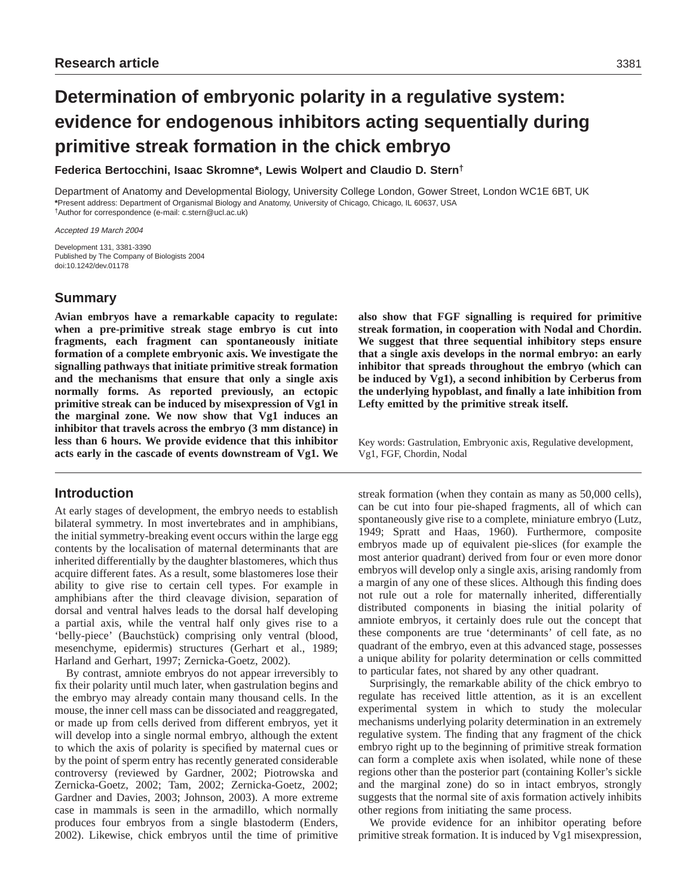Research article

# Determination of embryonic polarity in a regulative system: evidence for endogenous inhibitors acting sequentially during primitive streak formation in the chick embryo

**Federica Bertocchini, Isaac Skromne*, Lewis Wolpert and Claudio D. Stern[†]**

Department of Anatomy and Developmental Biology, University College London, Gower Street, London WC1E 6BT, UK
*Present address: Department of Organismal Biology and Anatomy, University of Chicago, Chicago, IL 60637, USA
[†]Author for correspondence (e-mail: c.stern@ucl.ac.uk)

*Accepted 19 March 2004*

Development 131, 3381-3390
Published by The Company of Biologists 2004
doi:10.1242/dev.01178

## Summary

**Avian embryos have a remarkable capacity to regulate: when a pre-primitive streak stage embryo is cut into fragments, each fragment can spontaneously initiate formation of a complete embryonic axis. We investigate the signalling pathways that initiate primitive streak formation and the mechanisms that ensure that only a single axis normally forms. As reported previously, an ectopic primitive streak can be induced by misexpression of Vg1 in the marginal zone. We now show that Vg1 induces an inhibitor that travels across the embryo (3 mm distance) in less than 6 hours. We provide evidence that this inhibitor acts early in the cascade of events downstream of Vg1. We also show that FGF signalling is required for primitive streak formation, in cooperation with Nodal and Chordin. We suggest that three sequential inhibitory steps ensure that a single axis develops in the normal embryo: an early inhibitor that spreads throughout the embryo (which can be induced by Vg1), a second inhibition by Cerberus from the underlying hypoblast, and finally a late inhibition from Lefty emitted by the primitive streak itself.**

Key words: Gastrulation, Embryonic axis, Regulative development, Vg1, FGF, Chordin, Nodal

## Introduction

At early stages of development, the embryo needs to establish bilateral symmetry. In most invertebrates and in amphibians, the initial symmetry-breaking event occurs within the large egg contents by the localisation of maternal determinants that are inherited differentially by the daughter blastomeres, which thus acquire different fates. As a result, some blastomeres lose their ability to give rise to certain cell types. For example in amphibians after the third cleavage division, separation of dorsal and ventral halves leads to the dorsal half developing a partial axis, while the ventral half only gives rise to a 'belly-piece' (Bauchstück) comprising only ventral (blood, mesenchyme, epidermis) structures (Gerhart et al., 1989; Harland and Gerhart, 1997; Zernicka-Goetz, 2002).

By contrast, amniote embryos do not appear irreversibly to fix their polarity until much later, when gastrulation begins and the embryo may already contain many thousand cells. In the mouse, the inner cell mass can be dissociated and reaggregated, or made up from cells derived from different embryos, yet it will develop into a single normal embryo, although the extent to which the axis of polarity is specified by maternal cues or by the point of sperm entry has recently generated considerable controversy (reviewed by Gardner, 2002; Piotrowska and Zernicka-Goetz, 2002; Tam, 2002; Zernicka-Goetz, 2002; Gardner and Davies, 2003; Johnson, 2003). A more extreme case in mammals is seen in the armadillo, which normally produces four embryos from a single blastoderm (Enders, 2002). Likewise, chick embryos until the time of primitive streak formation (when they contain as many as 50,000 cells), can be cut into four pie-shaped fragments, all of which can spontaneously give rise to a complete, miniature embryo (Lutz, 1949; Spratt and Haas, 1960). Furthermore, composite embryos made up of equivalent pie-slices (for example the most anterior quadrant) derived from four or even more donor embryos will develop only a single axis, arising randomly from a margin of any one of these slices. Although this finding does not rule out a role for maternally inherited, differentially distributed components in biasing the initial polarity of amniote embryos, it certainly does rule out the concept that these components are true 'determinants' of cell fate, as no quadrant of the embryo, even at this advanced stage, possesses a unique ability for polarity determination or cells committed to particular fates, not shared by any other quadrant.

Surprisingly, the remarkable ability of the chick embryo to regulate has received little attention, as it is an excellent experimental system in which to study the molecular mechanisms underlying polarity determination in an extremely regulative system. The finding that any fragment of the chick embryo right up to the beginning of primitive streak formation can form a complete axis when isolated, while none of these regions other than the posterior part (containing Koller's sickle and the marginal zone) do so in intact embryos, strongly suggests that the normal site of axis formation actively inhibits other regions from initiating the same process.

We provide evidence for an inhibitor operating before primitive streak formation. It is induced by Vg1 misexpression,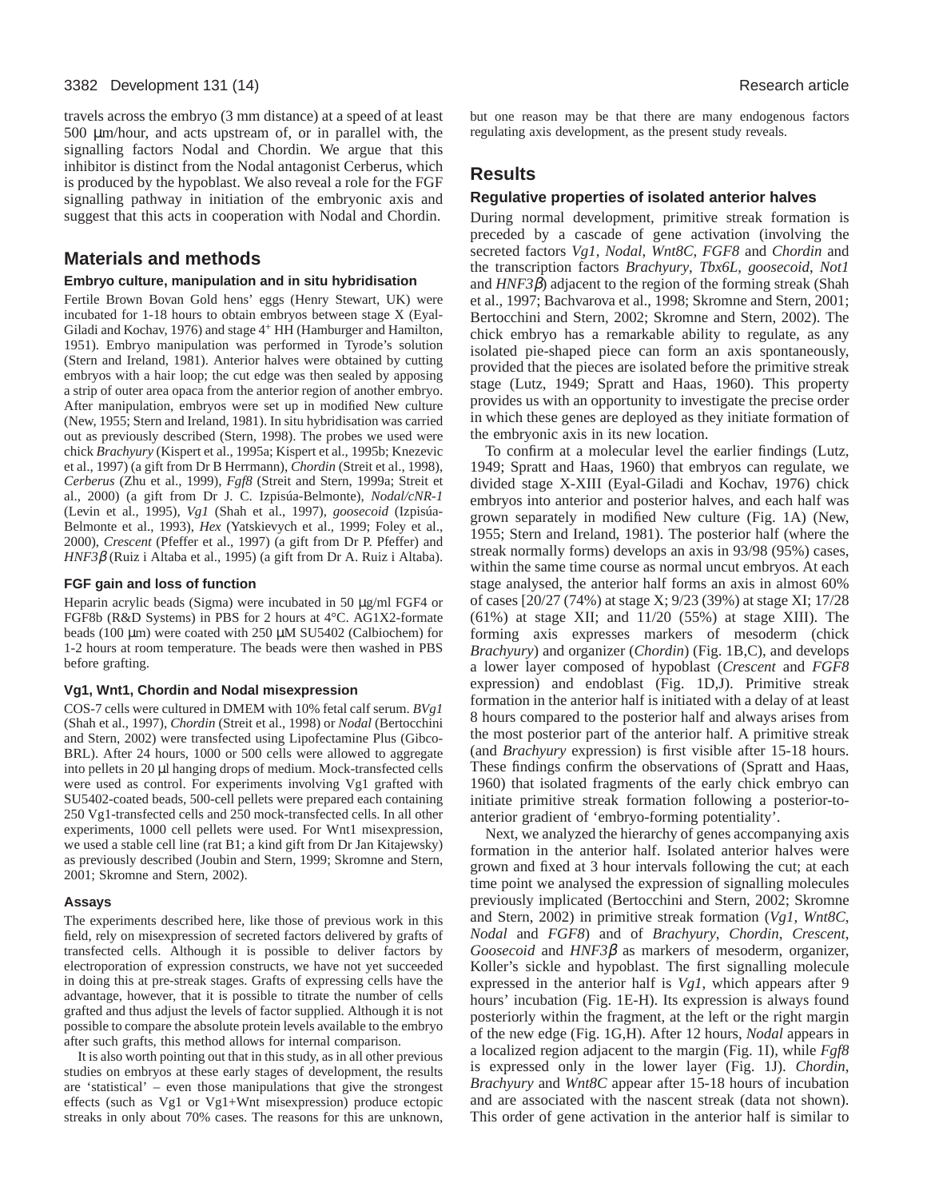travels across the embryo (3 mm distance) at a speed of at least 500 μm/hour, and acts upstream of, or in parallel with, the signalling factors Nodal and Chordin. We argue that this inhibitor is distinct from the Nodal antagonist Cerberus, which is produced by the hypoblast. We also reveal a role for the FGF signalling pathway in initiation of the embryonic axis and suggest that this acts in cooperation with Nodal and Chordin.

## Materials and methods

### Embryo culture, manipulation and in situ hybridisation

Fertile Brown Bovan Gold hens' eggs (Henry Stewart, UK) were incubated for 1-18 hours to obtain embryos between stage X (Eyal-Giladi and Kochav, 1976) and stage 4[+] HH (Hamburger and Hamilton, 1951). Embryo manipulation was performed in Tyrode's solution (Stern and Ireland, 1981). Anterior halves were obtained by cutting embryos with a hair loop; the cut edge was then sealed by apposing a strip of outer area opaca from the anterior region of another embryo. After manipulation, embryos were set up in modified New culture (New, 1955; Stern and Ireland, 1981). In situ hybridisation was carried out as previously described (Stern, 1998). The probes we used were chick *Brachyury* (Kispert et al., 1995a; Kispert et al., 1995b; Knezevic et al., 1997) (a gift from Dr B Herrmann), *Chordin* (Streit et al., 1998), *Cerberus* (Zhu et al., 1999), *Fgf8* (Streit and Stern, 1999a; Streit et al., 2000) (a gift from Dr J. C. Izpisúa-Belmonte), *Nodal/cNR-1* (Levin et al., 1995), *Vg1* (Shah et al., 1997), *goosecoid* (Izpisúa-Belmonte et al., 1993), *Hex* (Yatskievych et al., 1999; Foley et al., 2000), *Crescent* (Pfeffer et al., 1997) (a gift from Dr P. Pfeffer) and *HNF3β* (Ruiz i Altaba et al., 1995) (a gift from Dr A. Ruiz i Altaba).

### FGF gain and loss of function

Heparin acrylic beads (Sigma) were incubated in 50 μg/ml FGF4 or FGF8b (R&D Systems) in PBS for 2 hours at 4°C. AG1X2-formate beads (100 μm) were coated with 250 μM SU5402 (Calbiochem) for 1-2 hours at room temperature. The beads were then washed in PBS before grafting.

### Vg1, Wnt1, Chordin and Nodal misexpression

COS-7 cells were cultured in DMEM with 10% fetal calf serum. *BVg1* (Shah et al., 1997), *Chordin* (Streit et al., 1998) or *Nodal* (Bertocchini and Stern, 2002) were transfected using Lipofectamine Plus (Gibco-BRL). After 24 hours, 1000 or 500 cells were allowed to aggregate into pellets in 20 μl hanging drops of medium. Mock-transfected cells were used as control. For experiments involving Vg1 grafted with SU5402-coated beads, 500-cell pellets were prepared each containing 250 Vg1-transfected cells and 250 mock-transfected cells. In all other experiments, 1000 cell pellets were used. For Wnt1 misexpression, we used a stable cell line (rat B1; a kind gift from Dr Jan Kitajewsky) as previously described (Joubin and Stern, 1999; Skromne and Stern, 2001; Skromne and Stern, 2002).

### Assays

The experiments described here, like those of previous work in this field, rely on misexpression of secreted factors delivered by grafts of transfected cells. Although it is possible to deliver factors by electroporation of expression constructs, we have not yet succeeded in doing this at pre-streak stages. Grafts of expressing cells have the advantage, however, that it is possible to titrate the number of cells grafted and thus adjust the levels of factor supplied. Although it is not possible to compare the absolute protein levels available to the embryo after such grafts, this method allows for internal comparison.

It is also worth pointing out that in this study, as in all other previous studies on embryos at these early stages of development, the results are 'statistical' – even those manipulations that give the strongest effects (such as Vg1 or Vg1+Wnt misexpression) produce ectopic streaks in only about 70% cases. The reasons for this are unknown, but one reason may be that there are many endogenous factors regulating axis development, as the present study reveals.

## Results

### Regulative properties of isolated anterior halves

During normal development, primitive streak formation is preceded by a cascade of gene activation (involving the secreted factors *Vg1*, *Nodal*, *Wnt8C*, *FGF8* and *Chordin* and the transcription factors *Brachyury*, *Tbx6L*, *goosecoid*, *Not1* and *HNF3β*) adjacent to the region of the forming streak (Shah et al., 1997; Bachvarova et al., 1998; Skromne and Stern, 2001; Bertocchini and Stern, 2002; Skromne and Stern, 2002). The chick embryo has a remarkable ability to regulate, as any isolated pie-shaped piece can form an axis spontaneously, provided that the pieces are isolated before the primitive streak stage (Lutz, 1949; Spratt and Haas, 1960). This property provides us with an opportunity to investigate the precise order in which these genes are deployed as they initiate formation of the embryonic axis in its new location.

To confirm at a molecular level the earlier findings (Lutz, 1949; Spratt and Haas, 1960) that embryos can regulate, we divided stage X-XIII (Eyal-Giladi and Kochav, 1976) chick embryos into anterior and posterior halves, and each half was grown separately in modified New culture (Fig. 1A) (New, 1955; Stern and Ireland, 1981). The posterior half (where the streak normally forms) develops an axis in 93/98 (95%) cases, within the same time course as normal uncut embryos. At each stage analysed, the anterior half forms an axis in almost 60% of cases [20/27 (74%) at stage X; 9/23 (39%) at stage XI; 17/28 (61%) at stage XII; and 11/20 (55%) at stage XIII). The forming axis expresses markers of mesoderm (chick *Brachyury*) and organizer (*Chordin*) (Fig. 1B,C), and develops a lower layer composed of hypoblast (*Crescent* and *FGF8* expression) and endoblast (Fig. 1D,J). Primitive streak formation in the anterior half is initiated with a delay of at least 8 hours compared to the posterior half and always arises from the most posterior part of the anterior half. A primitive streak (and *Brachyury* expression) is first visible after 15-18 hours. These findings confirm the observations of (Spratt and Haas, 1960) that isolated fragments of the early chick embryo can initiate primitive streak formation following a posterior-to-anterior gradient of 'embryo-forming potentiality'.

Next, we analyzed the hierarchy of genes accompanying axis formation in the anterior half. Isolated anterior halves were grown and fixed at 3 hour intervals following the cut; at each time point we analysed the expression of signalling molecules previously implicated (Bertocchini and Stern, 2002; Skromne and Stern, 2002) in primitive streak formation (*Vg1*, *Wnt8C*, *Nodal* and *FGF8*) and of *Brachyury*, *Chordin*, *Crescent*, *Goosecoid* and *HNF3β* as markers of mesoderm, organizer, Koller's sickle and hypoblast. The first signalling molecule expressed in the anterior half is *Vg1*, which appears after 9 hours' incubation (Fig. 1E-H). Its expression is always found posteriorly within the fragment, at the left or the right margin of the new edge (Fig. 1G,H). After 12 hours, *Nodal* appears in a localized region adjacent to the margin (Fig. 1I), while *Fgf8* is expressed only in the lower layer (Fig. 1J). *Chordin*, *Brachyury* and *Wnt8C* appear after 15-18 hours of incubation and are associated with the nascent streak (data not shown). This order of gene activation in the anterior half is similar to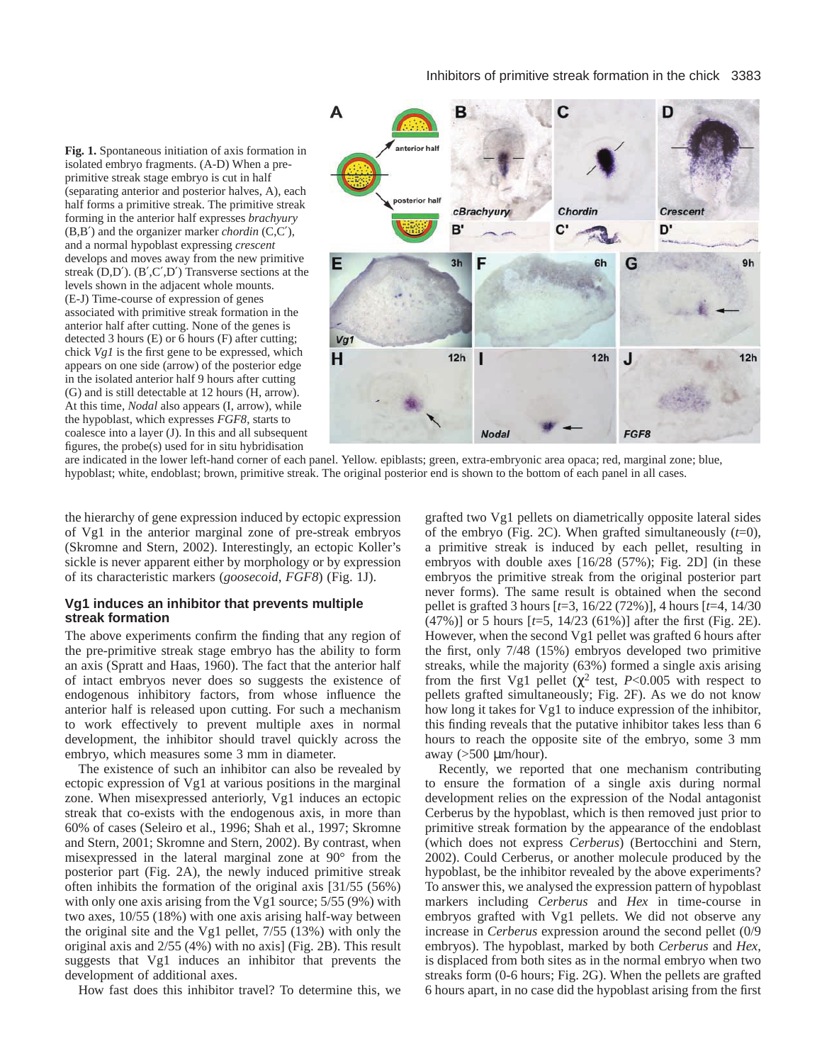**Fig. 1.** Spontaneous initiation of axis formation in isolated embryo fragments. (A-D) When a pre-primitive streak stage embryo is cut in half (separating anterior and posterior halves, A), each half forms a primitive streak. The primitive streak forming in the anterior half expresses *brachyury* (B,B′) and the organizer marker *chordin* (C,C′), and a normal hypoblast expressing *crescent* develops and moves away from the new primitive streak (D,D′). (B′,C′,D′) Transverse sections at the levels shown in the adjacent whole mounts. (E-J) Time-course of expression of genes associated with primitive streak formation in the anterior half after cutting. None of the genes is detected 3 hours (E) or 6 hours (F) after cutting; chick *Vg1* is the first gene to be expressed, which appears on one side (arrow) of the posterior edge in the isolated anterior half 9 hours after cutting (G) and is still detectable at 12 hours (H, arrow). At this time, *Nodal* also appears (I, arrow), while the hypoblast, which expresses *FGF8*, starts to coalesce into a layer (J). In this and all subsequent figures, the probe(s) used for in situ hybridisation are indicated in the lower left-hand corner of each panel. Yellow. epiblasts; green, extra-embryonic area opaca; red, marginal zone; blue, hypoblast; white, endoblast; brown, primitive streak. The original posterior end is shown to the bottom of each panel in all cases.

the hierarchy of gene expression induced by ectopic expression of Vg1 in the anterior marginal zone of pre-streak embryos (Skromne and Stern, 2002). Interestingly, an ectopic Koller's sickle is never apparent either by morphology or by expression of its characteristic markers (*goosecoid*, *FGF8*) (Fig. 1J).

### Vg1 induces an inhibitor that prevents multiple streak formation

The above experiments confirm the finding that any region of the pre-primitive streak stage embryo has the ability to form an axis (Spratt and Haas, 1960). The fact that the anterior half of intact embryos never does so suggests the existence of endogenous inhibitory factors, from whose influence the anterior half is released upon cutting. For such a mechanism to work effectively to prevent multiple axes in normal development, the inhibitor should travel quickly across the embryo, which measures some 3 mm in diameter.

The existence of such an inhibitor can also be revealed by ectopic expression of Vg1 at various positions in the marginal zone. When misexpressed anteriorly, Vg1 induces an ectopic streak that co-exists with the endogenous axis, in more than 60% of cases (Seleiro et al., 1996; Shah et al., 1997; Skromne and Stern, 2001; Skromne and Stern, 2002). By contrast, when misexpressed in the lateral marginal zone at 90° from the posterior part (Fig. 2A), the newly induced primitive streak often inhibits the formation of the original axis [31/55 (56%) with only one axis arising from the Vg1 source; 5/55 (9%) with two axes, 10/55 (18%) with one axis arising half-way between the original site and the Vg1 pellet, 7/55 (13%) with only the original axis and 2/55 (4%) with no axis] (Fig. 2B). This result suggests that Vg1 induces an inhibitor that prevents the development of additional axes.

How fast does this inhibitor travel? To determine this, we grafted two Vg1 pellets on diametrically opposite lateral sides of the embryo (Fig. 2C). When grafted simultaneously ($t$=0), a primitive streak is induced by each pellet, resulting in embryos with double axes [16/28 (57%); Fig. 2D] (in these embryos the primitive streak from the original posterior part never forms). The same result is obtained when the second pellet is grafted 3 hours [$t$=3, 16/22 (72%)], 4 hours [$t$=4, 14/30 (47%)] or 5 hours [$t$=5, 14/23 (61%)] after the first (Fig. 2E). However, when the second Vg1 pellet was grafted 6 hours after the first, only 7/48 (15%) embryos developed two primitive streaks, while the majority (63%) formed a single axis arising from the first Vg1 pellet ($\chi^2$ test, $P$<0.005 with respect to pellets grafted simultaneously; Fig. 2F). As we do not know how long it takes for Vg1 to induce expression of the inhibitor, this finding reveals that the putative inhibitor takes less than 6 hours to reach the opposite site of the embryo, some 3 mm away (>500 μm/hour).

Recently, we reported that one mechanism contributing to ensure the formation of a single axis during normal development relies on the expression of the Nodal antagonist Cerberus by the hypoblast, which is then removed just prior to primitive streak formation by the appearance of the endoblast (which does not express *Cerberus*) (Bertocchini and Stern, 2002). Could Cerberus, or another molecule produced by the hypoblast, be the inhibitor revealed by the above experiments? To answer this, we analysed the expression pattern of hypoblast markers including *Cerberus* and *Hex* in time-course in embryos grafted with Vg1 pellets. We did not observe any increase in *Cerberus* expression around the second pellet (0/9 embryos). The hypoblast, marked by both *Cerberus* and *Hex*, is displaced from both sites as in the normal embryo when two streaks form (0-6 hours; Fig. 2G). When the pellets are grafted 6 hours apart, in no case did the hypoblast arising from the first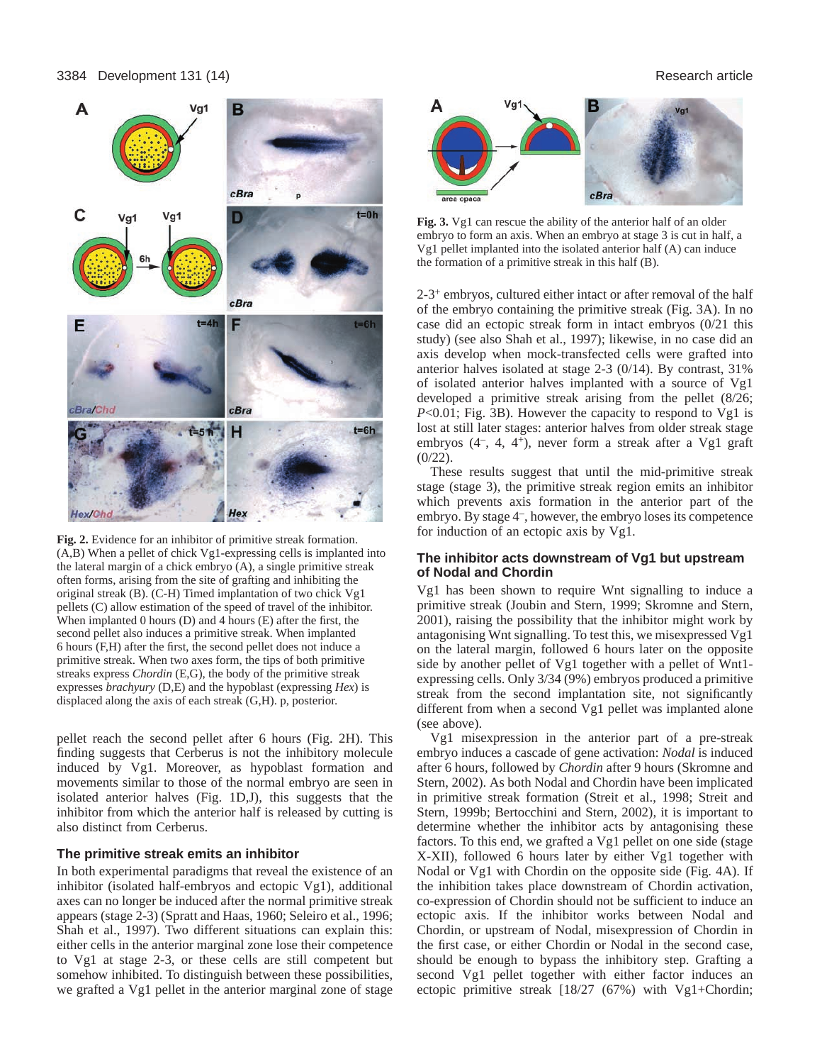**Fig. 2.** Evidence for an inhibitor of primitive streak formation. (A,B) When a pellet of chick Vg1-expressing cells is implanted into the lateral margin of a chick embryo (A), a single primitive streak often forms, arising from the site of grafting and inhibiting the original streak (B). (C-H) Timed implantation of two chick Vg1 pellets (C) allow estimation of the speed of travel of the inhibitor. When implanted 0 hours (D) and 4 hours (E) after the first, the second pellet also induces a primitive streak. When implanted 6 hours (F,H) after the first, the second pellet does not induce a primitive streak. When two axes form, the tips of both primitive streaks express *Chordin* (E,G), the body of the primitive streak expresses *brachyury* (D,E) and the hypoblast (expressing *Hex*) is displaced along the axis of each streak (G,H). p, posterior.

pellet reach the second pellet after 6 hours (Fig. 2H). This finding suggests that Cerberus is not the inhibitory molecule induced by Vg1. Moreover, as hypoblast formation and movements similar to those of the normal embryo are seen in isolated anterior halves (Fig. 1D,J), this suggests that the inhibitor from which the anterior half is released by cutting is also distinct from Cerberus.

### The primitive streak emits an inhibitor

In both experimental paradigms that reveal the existence of an inhibitor (isolated half-embryos and ectopic Vg1), additional axes can no longer be induced after the normal primitive streak appears (stage 2-3) (Spratt and Haas, 1960; Seleiro et al., 1996; Shah et al., 1997). Two different situations can explain this: either cells in the anterior marginal zone lose their competence to Vg1 at stage 2-3, or these cells are still competent but somehow inhibited. To distinguish between these possibilities, we grafted a Vg1 pellet in the anterior marginal zone of stage 2-3$^+$ embryos, cultured either intact or after removal of the half of the embryo containing the primitive streak (Fig. 3A). In no case did an ectopic streak form in intact embryos (0/21 this study) (see also Shah et al., 1997); likewise, in no case did an axis develop when mock-transfected cells were grafted into anterior halves isolated at stage 2-3 (0/14). By contrast, 31% of isolated anterior halves implanted with a source of Vg1 developed a primitive streak arising from the pellet (8/26; $P<0.01$; Fig. 3B). However the capacity to respond to Vg1 is lost at still later stages: anterior halves from older streak stage embryos (4$^-$, 4, 4$^+$), never form a streak after a Vg1 graft (0/22).

**Fig. 3.** Vg1 can rescue the ability of the anterior half of an older embryo to form an axis. When an embryo at stage 3 is cut in half, a Vg1 pellet implanted into the isolated anterior half (A) can induce the formation of a primitive streak in this half (B).

These results suggest that until the mid-primitive streak stage (stage 3), the primitive streak region emits an inhibitor which prevents axis formation in the anterior part of the embryo. By stage 4$^-$, however, the embryo loses its competence for induction of an ectopic axis by Vg1.

### The inhibitor acts downstream of Vg1 but upstream of Nodal and Chordin

Vg1 has been shown to require Wnt signalling to induce a primitive streak (Joubin and Stern, 1999; Skromne and Stern, 2001), raising the possibility that the inhibitor might work by antagonising Wnt signalling. To test this, we misexpressed Vg1 on the lateral margin, followed 6 hours later on the opposite side by another pellet of Vg1 together with a pellet of Wnt1-expressing cells. Only 3/34 (9%) embryos produced a primitive streak from the second implantation site, not significantly different from when a second Vg1 pellet was implanted alone (see above).

Vg1 misexpression in the anterior part of a pre-streak embryo induces a cascade of gene activation: *Nodal* is induced after 6 hours, followed by *Chordin* after 9 hours (Skromne and Stern, 2002). As both Nodal and Chordin have been implicated in primitive streak formation (Streit et al., 1998; Streit and Stern, 1999b; Bertocchini and Stern, 2002), it is important to determine whether the inhibitor acts by antagonising these factors. To this end, we grafted a Vg1 pellet on one side (stage X-XII), followed 6 hours later by either Vg1 together with Nodal or Vg1 with Chordin on the opposite side (Fig. 4A). If the inhibition takes place downstream of Chordin activation, co-expression of Chordin should not be sufficient to induce an ectopic axis. If the inhibitor works between Nodal and Chordin, or upstream of Nodal, misexpression of Chordin in the first case, or either Chordin or Nodal in the second case, should be enough to bypass the inhibitory step. Grafting a second Vg1 pellet together with either factor induces an ectopic primitive streak [18/27 (67%) with Vg1+Chordin;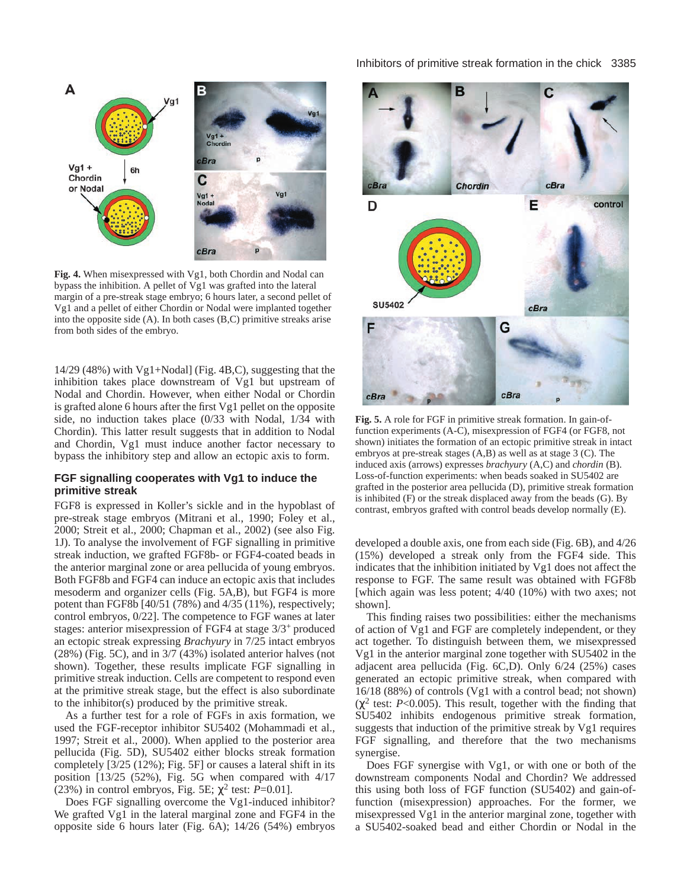Fig. 4. When misexpressed with Vg1, both Chordin and Nodal can bypass the inhibition. A pellet of Vg1 was grafted into the lateral margin of a pre-streak stage embryo; 6 hours later, a second pellet of Vg1 and a pellet of either Chordin or Nodal were implanted together into the opposite side (A). In both cases (B,C) primitive streaks arise from both sides of the embryo.

14/29 (48%) with Vg1+Nodal] (Fig. 4B,C), suggesting that the inhibition takes place downstream of Vg1 but upstream of Nodal and Chordin. However, when either Nodal or Chordin is grafted alone 6 hours after the first Vg1 pellet on the opposite side, no induction takes place (0/33 with Nodal, 1/34 with Chordin). This latter result suggests that in addition to Nodal and Chordin, Vg1 must induce another factor necessary to bypass the inhibitory step and allow an ectopic axis to form.

## FGF signalling cooperates with Vg1 to induce the primitive streak

FGF8 is expressed in Koller's sickle and in the hypoblast of pre-streak stage embryos (Mitrani et al., 1990; Foley et al., 2000; Streit et al., 2000; Chapman et al., 2002) (see also Fig. 1J). To analyse the involvement of FGF signalling in primitive streak induction, we grafted FGF8b- or FGF4-coated beads in the anterior marginal zone or area pellucida of young embryos. Both FGF8b and FGF4 can induce an ectopic axis that includes mesoderm and organizer cells (Fig. 5A,B), but FGF4 is more potent than FGF8b [40/51 (78%) and 4/35 (11%), respectively; control embryos, 0/22]. The competence to FGF wanes at later stages: anterior misexpression of FGF4 at stage 3/3+ produced an ectopic streak expressing *Brachyury* in 7/25 intact embryos (28%) (Fig. 5C), and in 3/7 (43%) isolated anterior halves (not shown). Together, these results implicate FGF signalling in primitive streak induction. Cells are competent to respond even at the primitive streak stage, but the effect is also subordinate to the inhibitor(s) produced by the primitive streak.

As a further test for a role of FGFs in axis formation, we used the FGF-receptor inhibitor SU5402 (Mohammadi et al., 1997; Streit et al., 2000). When applied to the posterior area pellucida (Fig. 5D), SU5402 either blocks streak formation completely [3/25 (12%); Fig. 5F] or causes a lateral shift in its position [13/25 (52%), Fig. 5G when compared with 4/17 (23%) in control embryos, Fig. 5E; $\chi^2$ test: $P$=0.01].

Does FGF signalling overcome the Vg1-induced inhibitor? We grafted Vg1 in the lateral marginal zone and FGF4 in the opposite side 6 hours later (Fig. 6A); 14/26 (54%) embryos developed a double axis, one from each side (Fig. 6B), and 4/26 (15%) developed a streak only from the FGF4 side. This indicates that the inhibition initiated by Vg1 does not affect the response to FGF. The same result was obtained with FGF8b [which again was less potent; 4/40 (10%) with two axes; not shown].

Fig. 5. A role for FGF in primitive streak formation. In gain-of-function experiments (A-C), misexpression of FGF4 (or FGF8, not shown) initiates the formation of an ectopic primitive streak in intact embryos at pre-streak stages (A,B) as well as at stage 3 (C). The induced axis (arrows) expresses *brachyury* (A,C) and *chordin* (B). Loss-of-function experiments: when beads soaked in SU5402 are grafted in the posterior area pellucida (D), primitive streak formation is inhibited (F) or the streak displaced away from the beads (G). By contrast, embryos grafted with control beads develop normally (E).

This finding raises two possibilities: either the mechanisms of action of Vg1 and FGF are completely independent, or they act together. To distinguish between them, we misexpressed Vg1 in the anterior marginal zone together with SU5402 in the adjacent area pellucida (Fig. 6C,D). Only 6/24 (25%) cases generated an ectopic primitive streak, when compared with 16/18 (88%) of controls (Vg1 with a control bead; not shown) ($\chi^2$ test: $P$<0.005). This result, together with the finding that SU5402 inhibits endogenous primitive streak formation, suggests that induction of the primitive streak by Vg1 requires FGF signalling, and therefore that the two mechanisms synergise.

Does FGF synergise with Vg1, or with one or both of the downstream components Nodal and Chordin? We addressed this using both loss of FGF function (SU5402) and gain-of-function (misexpression) approaches. For the former, we misexpressed Vg1 in the anterior marginal zone, together with a SU5402-soaked bead and either Chordin or Nodal in the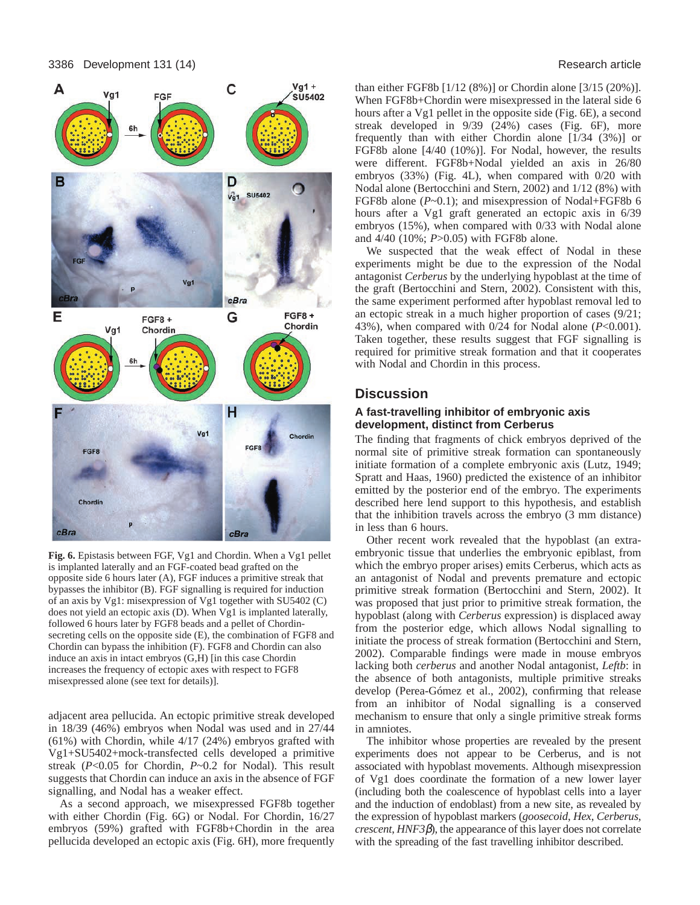**Fig. 6.** Epistasis between FGF, Vg1 and Chordin. When a Vg1 pellet is implanted laterally and an FGF-coated bead grafted on the opposite side 6 hours later (A), FGF induces a primitive streak that bypasses the inhibitor (B). FGF signalling is required for induction of an axis by Vg1: misexpression of Vg1 together with SU5402 (C) does not yield an ectopic axis (D). When Vg1 is implanted laterally, followed 6 hours later by FGF8 beads and a pellet of Chordin-secreting cells on the opposite side (E), the combination of FGF8 and Chordin can bypass the inhibition (F). FGF8 and Chordin can also induce an axis in intact embryos (G,H) [in this case Chordin increases the frequency of ectopic axes with respect to FGF8 misexpressed alone (see text for details)].

adjacent area pellucida. An ectopic primitive streak developed in 18/39 (46%) embryos when Nodal was used and in 27/44 (61%) with Chordin, while 4/17 (24%) embryos grafted with Vg1+SU5402+mock-transfected cells developed a primitive streak ($P<0.05$ for Chordin, $P\sim0.2$ for Nodal). This result suggests that Chordin can induce an axis in the absence of FGF signalling, and Nodal has a weaker effect.

As a second approach, we misexpressed FGF8b together with either Chordin (Fig. 6G) or Nodal. For Chordin, 16/27 embryos (59%) grafted with FGF8b+Chordin in the area pellucida developed an ectopic axis (Fig. 6H), more frequently than either FGF8b [1/12 (8%)] or Chordin alone [3/15 (20%)]. When FGF8b+Chordin were misexpressed in the lateral side 6 hours after a Vg1 pellet in the opposite side (Fig. 6E), a second streak developed in 9/39 (24%) cases (Fig. 6F), more frequently than with either Chordin alone [1/34 (3%)] or FGF8b alone [4/40 (10%)]. For Nodal, however, the results were different. FGF8b+Nodal yielded an axis in 26/80 embryos (33%) (Fig. 4L), when compared with 0/20 with Nodal alone (Bertocchini and Stern, 2002) and 1/12 (8%) with FGF8b alone ($P\sim0.1$); and misexpression of Nodal+FGF8b 6 hours after a Vg1 graft generated an ectopic axis in 6/39 embryos (15%), when compared with 0/33 with Nodal alone and 4/40 (10%; $P>0.05$) with FGF8b alone.

We suspected that the weak effect of Nodal in these experiments might be due to the expression of the Nodal antagonist *Cerberus* by the underlying hypoblast at the time of the graft (Bertocchini and Stern, 2002). Consistent with this, the same experiment performed after hypoblast removal led to an ectopic streak in a much higher proportion of cases (9/21; 43%), when compared with 0/24 for Nodal alone ($P<0.001$). Taken together, these results suggest that FGF signalling is required for primitive streak formation and that it cooperates with Nodal and Chordin in this process.

## Discussion

### A fast-travelling inhibitor of embryonic axis development, distinct from Cerberus

The finding that fragments of chick embryos deprived of the normal site of primitive streak formation can spontaneously initiate formation of a complete embryonic axis (Lutz, 1949; Spratt and Haas, 1960) predicted the existence of an inhibitor emitted by the posterior end of the embryo. The experiments described here lend support to this hypothesis, and establish that the inhibition travels across the embryo (3 mm distance) in less than 6 hours.

Other recent work revealed that the hypoblast (an extra-embryonic tissue that underlies the embryonic epiblast, from which the embryo proper arises) emits Cerberus, which acts as an antagonist of Nodal and prevents premature and ectopic primitive streak formation (Bertocchini and Stern, 2002). It was proposed that just prior to primitive streak formation, the hypoblast (along with *Cerberus* expression) is displaced away from the posterior edge, which allows Nodal signalling to initiate the process of streak formation (Bertocchini and Stern, 2002). Comparable findings were made in mouse embryos lacking both *cerberus* and another Nodal antagonist, *Leftb*: in the absence of both antagonists, multiple primitive streaks develop (Perea-Gómez et al., 2002), confirming that release from an inhibitor of Nodal signalling is a conserved mechanism to ensure that only a single primitive streak forms in amniotes.

The inhibitor whose properties are revealed by the present experiments does not appear to be Cerberus, and is not associated with hypoblast movements. Although misexpression of Vg1 does coordinate the formation of a new lower layer (including both the coalescence of hypoblast cells into a layer and the induction of endoblast) from a new site, as revealed by the expression of hypoblast markers (*goosecoid*, *Hex*, *Cerberus*, *crescent*, *HNF3β*), the appearance of this layer does not correlate with the spreading of the fast travelling inhibitor described.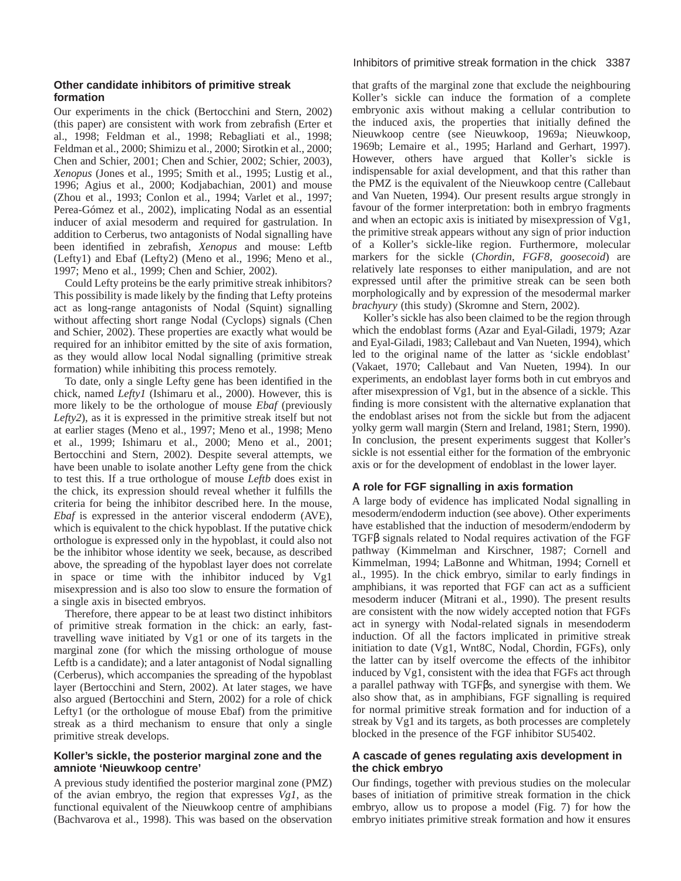### Other candidate inhibitors of primitive streak formation

Our experiments in the chick (Bertocchini and Stern, 2002) (this paper) are consistent with work from zebrafish (Erter et al., 1998; Feldman et al., 1998; Rebagliati et al., 1998; Feldman et al., 2000; Shimizu et al., 2000; Sirotkin et al., 2000; Chen and Schier, 2001; Chen and Schier, 2002; Schier, 2003), *Xenopus* (Jones et al., 1995; Smith et al., 1995; Lustig et al., 1996; Agius et al., 2000; Kodjabachian, 2001) and mouse (Zhou et al., 1993; Conlon et al., 1994; Varlet et al., 1997; Perea-Gómez et al., 2002), implicating Nodal as an essential inducer of axial mesoderm and required for gastrulation. In addition to Cerberus, two antagonists of Nodal signalling have been identified in zebrafish, *Xenopus* and mouse: Leftb (Lefty1) and Ebaf (Lefty2) (Meno et al., 1996; Meno et al., 1997; Meno et al., 1999; Chen and Schier, 2002).

Could Lefty proteins be the early primitive streak inhibitors? This possibility is made likely by the finding that Lefty proteins act as long-range antagonists of Nodal (Squint) signalling without affecting short range Nodal (Cyclops) signals (Chen and Schier, 2002). These properties are exactly what would be required for an inhibitor emitted by the site of axis formation, as they would allow local Nodal signalling (primitive streak formation) while inhibiting this process remotely.

To date, only a single Lefty gene has been identified in the chick, named *Lefty1* (Ishimaru et al., 2000). However, this is more likely to be the orthologue of mouse *Ebaf* (previously *Lefty2*), as it is expressed in the primitive streak itself but not at earlier stages (Meno et al., 1997; Meno et al., 1998; Meno et al., 1999; Ishimaru et al., 2000; Meno et al., 2001; Bertocchini and Stern, 2002). Despite several attempts, we have been unable to isolate another Lefty gene from the chick to test this. If a true orthologue of mouse *Leftb* does exist in the chick, its expression should reveal whether it fulfills the criteria for being the inhibitor described here. In the mouse, *Ebaf* is expressed in the anterior visceral endoderm (AVE), which is equivalent to the chick hypoblast. If the putative chick orthologue is expressed only in the hypoblast, it could also not be the inhibitor whose identity we seek, because, as described above, the spreading of the hypoblast layer does not correlate in space or time with the inhibitor induced by Vg1 misexpression and is also too slow to ensure the formation of a single axis in bisected embryos.

Therefore, there appear to be at least two distinct inhibitors of primitive streak formation in the chick: an early, fast-travelling wave initiated by Vg1 or one of its targets in the marginal zone (for which the missing orthologue of mouse Leftb is a candidate); and a later antagonist of Nodal signalling (Cerberus), which accompanies the spreading of the hypoblast layer (Bertocchini and Stern, 2002). At later stages, we have also argued (Bertocchini and Stern, 2002) for a role of chick Lefty1 (or the orthologue of mouse Ebaf) from the primitive streak as a third mechanism to ensure that only a single primitive streak develops.

### Koller's sickle, the posterior marginal zone and the amniote 'Nieuwkoop centre'

A previous study identified the posterior marginal zone (PMZ) of the avian embryo, the region that expresses *Vg1*, as the functional equivalent of the Nieuwkoop centre of amphibians (Bachvarova et al., 1998). This was based on the observation that grafts of the marginal zone that exclude the neighbouring Koller's sickle can induce the formation of a complete embryonic axis without making a cellular contribution to the induced axis, the properties that initially defined the Nieuwkoop centre (see Nieuwkoop, 1969a; Nieuwkoop, 1969b; Lemaire et al., 1995; Harland and Gerhart, 1997). However, others have argued that Koller's sickle is indispensable for axial development, and that this rather than the PMZ is the equivalent of the Nieuwkoop centre (Callebaut and Van Nueten, 1994). Our present results argue strongly in favour of the former interpretation: both in embryo fragments and when an ectopic axis is initiated by misexpression of Vg1, the primitive streak appears without any sign of prior induction of a Koller's sickle-like region. Furthermore, molecular markers for the sickle (*Chordin*, *FGF8*, *goosecoid*) are relatively late responses to either manipulation, and are not expressed until after the primitive streak can be seen both morphologically and by expression of the mesodermal marker *brachyury* (this study) (Skromne and Stern, 2002).

Koller's sickle has also been claimed to be the region through which the endoblast forms (Azar and Eyal-Giladi, 1979; Azar and Eyal-Giladi, 1983; Callebaut and Van Nueten, 1994), which led to the original name of the latter as 'sickle endoblast' (Vakaet, 1970; Callebaut and Van Nueten, 1994). In our experiments, an endoblast layer forms both in cut embryos and after misexpression of Vg1, but in the absence of a sickle. This finding is more consistent with the alternative explanation that the endoblast arises not from the sickle but from the adjacent yolky germ wall margin (Stern and Ireland, 1981; Stern, 1990). In conclusion, the present experiments suggest that Koller's sickle is not essential either for the formation of the embryonic axis or for the development of endoblast in the lower layer.

### A role for FGF signalling in axis formation

A large body of evidence has implicated Nodal signalling in mesoderm/endoderm induction (see above). Other experiments have established that the induction of mesoderm/endoderm by TGFβ signals related to Nodal requires activation of the FGF pathway (Kimmelman and Kirschner, 1987; Cornell and Kimmelman, 1994; LaBonne and Whitman, 1994; Cornell et al., 1995). In the chick embryo, similar to early findings in amphibians, it was reported that FGF can act as a sufficient mesoderm inducer (Mitrani et al., 1990). The present results are consistent with the now widely accepted notion that FGFs act in synergy with Nodal-related signals in mesendoderm induction. Of all the factors implicated in primitive streak initiation to date (Vg1, Wnt8C, Nodal, Chordin, FGFs), only the latter can by itself overcome the effects of the inhibitor induced by Vg1, consistent with the idea that FGFs act through a parallel pathway with TGFβs, and synergise with them. We also show that, as in amphibians, FGF signalling is required for normal primitive streak formation and for induction of a streak by Vg1 and its targets, as both processes are completely blocked in the presence of the FGF inhibitor SU5402.

### A cascade of genes regulating axis development in the chick embryo

Our findings, together with previous studies on the molecular bases of initiation of primitive streak formation in the chick embryo, allow us to propose a model (Fig. 7) for how the embryo initiates primitive streak formation and how it ensures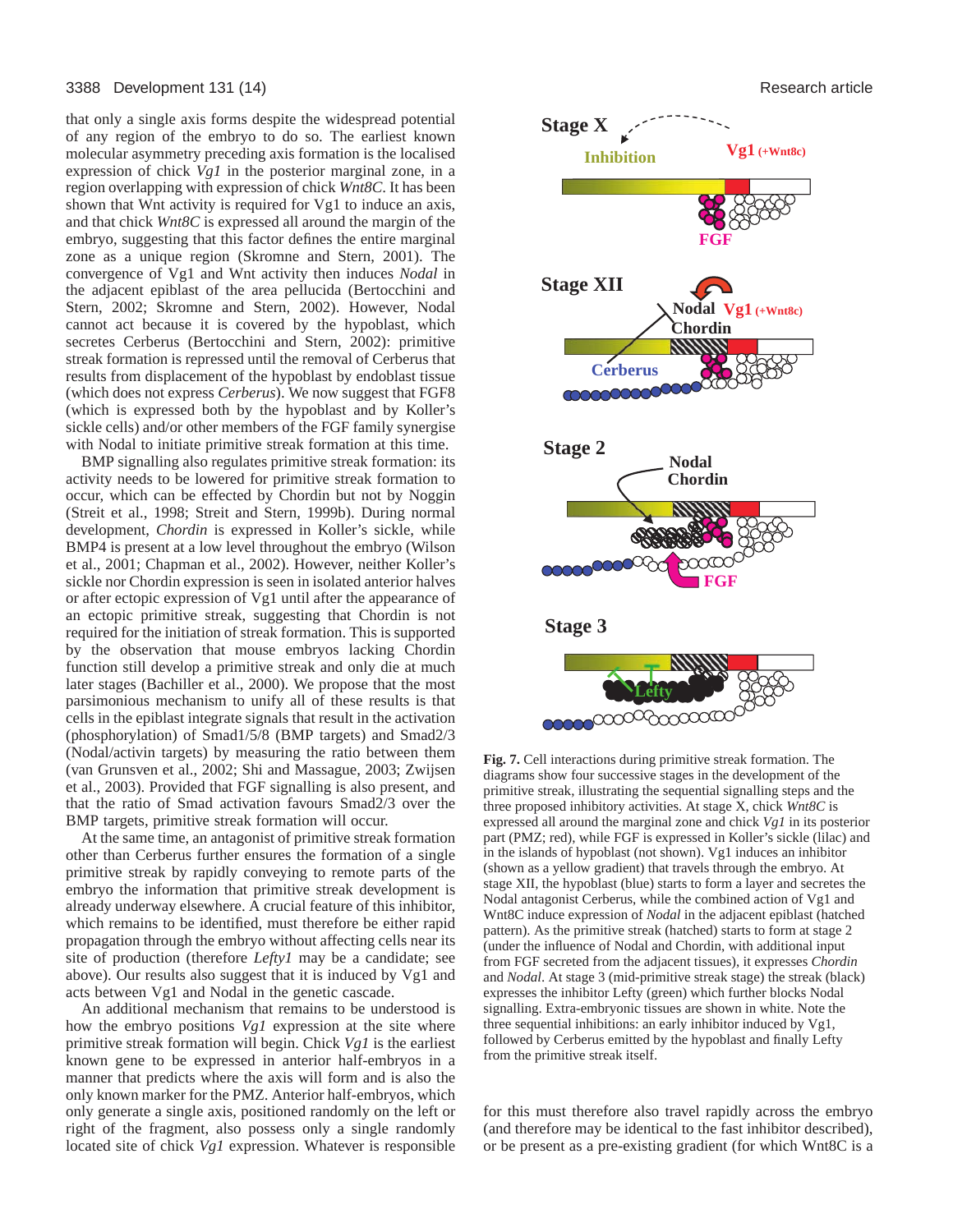that only a single axis forms despite the widespread potential of any region of the embryo to do so. The earliest known molecular asymmetry preceding axis formation is the localised expression of chick *Vg1* in the posterior marginal zone, in a region overlapping with expression of chick *Wnt8C*. It has been shown that Wnt activity is required for Vg1 to induce an axis, and that chick *Wnt8C* is expressed all around the margin of the embryo, suggesting that this factor defines the entire marginal zone as a unique region (Skromne and Stern, 2001). The convergence of Vg1 and Wnt activity then induces *Nodal* in the adjacent epiblast of the area pellucida (Bertocchini and Stern, 2002; Skromne and Stern, 2002). However, Nodal cannot act because it is covered by the hypoblast, which secretes Cerberus (Bertocchini and Stern, 2002): primitive streak formation is repressed until the removal of Cerberus that results from displacement of the hypoblast by endoblast tissue (which does not express *Cerberus*). We now suggest that FGF8 (which is expressed both by the hypoblast and by Koller's sickle cells) and/or other members of the FGF family synergise with Nodal to initiate primitive streak formation at this time.

BMP signalling also regulates primitive streak formation: its activity needs to be lowered for primitive streak formation to occur, which can be effected by Chordin but not by Noggin (Streit et al., 1998; Streit and Stern, 1999b). During normal development, *Chordin* is expressed in Koller's sickle, while BMP4 is present at a low level throughout the embryo (Wilson et al., 2001; Chapman et al., 2002). However, neither Koller's sickle nor Chordin expression is seen in isolated anterior halves or after ectopic expression of Vg1 until after the appearance of an ectopic primitive streak, suggesting that Chordin is not required for the initiation of streak formation. This is supported by the observation that mouse embryos lacking Chordin function still develop a primitive streak and only die at much later stages (Bachiller et al., 2000). We propose that the most parsimonious mechanism to unify all of these results is that cells in the epiblast integrate signals that result in the activation (phosphorylation) of Smad1/5/8 (BMP targets) and Smad2/3 (Nodal/activin targets) by measuring the ratio between them (van Grunsven et al., 2002; Shi and Massague, 2003; Zwijsen et al., 2003). Provided that FGF signalling is also present, and that the ratio of Smad activation favours Smad2/3 over the BMP targets, primitive streak formation will occur.

At the same time, an antagonist of primitive streak formation other than Cerberus further ensures the formation of a single primitive streak by rapidly conveying to remote parts of the embryo the information that primitive streak development is already underway elsewhere. A crucial feature of this inhibitor, which remains to be identified, must therefore be either rapid propagation through the embryo without affecting cells near its site of production (therefore *Lefty1* may be a candidate; see above). Our results also suggest that it is induced by Vg1 and acts between Vg1 and Nodal in the genetic cascade.

An additional mechanism that remains to be understood is how the embryo positions *Vg1* expression at the site where primitive streak formation will begin. Chick *Vg1* is the earliest known gene to be expressed in anterior half-embryos in a manner that predicts where the axis will form and is also the only known marker for the PMZ. Anterior half-embryos, which only generate a single axis, positioned randomly on the left or right of the fragment, also possess only a single randomly located site of chick *Vg1* expression. Whatever is responsible for this must therefore also travel rapidly across the embryo (and therefore may be identical to the fast inhibitor described), or be present as a pre-existing gradient (for which Wnt8C is a

**Fig. 7.** Cell interactions during primitive streak formation. The diagrams show four successive stages in the development of the primitive streak, illustrating the sequential signalling steps and the three proposed inhibitory activities. At stage X, chick *Wnt8C* is expressed all around the marginal zone and chick *Vg1* in its posterior part (PMZ; red), while FGF is expressed in Koller's sickle (lilac) and in the islands of hypoblast (not shown). Vg1 induces an inhibitor (shown as a yellow gradient) that travels through the embryo. At stage XII, the hypoblast (blue) starts to form a layer and secretes the Nodal antagonist Cerberus, while the combined action of Vg1 and Wnt8C induce expression of *Nodal* in the adjacent epiblast (hatched pattern). As the primitive streak (hatched) starts to form at stage 2 (under the influence of Nodal and Chordin, with additional input from FGF secreted from the adjacent tissues), it expresses *Chordin* and *Nodal*. At stage 3 (mid-primitive streak stage) the streak (black) expresses the inhibitor Lefty (green) which further blocks Nodal signalling. Extra-embryonic tissues are shown in white. Note the three sequential inhibitions: an early inhibitor induced by Vg1, followed by Cerberus emitted by the hypoblast and finally Lefty from the primitive streak itself.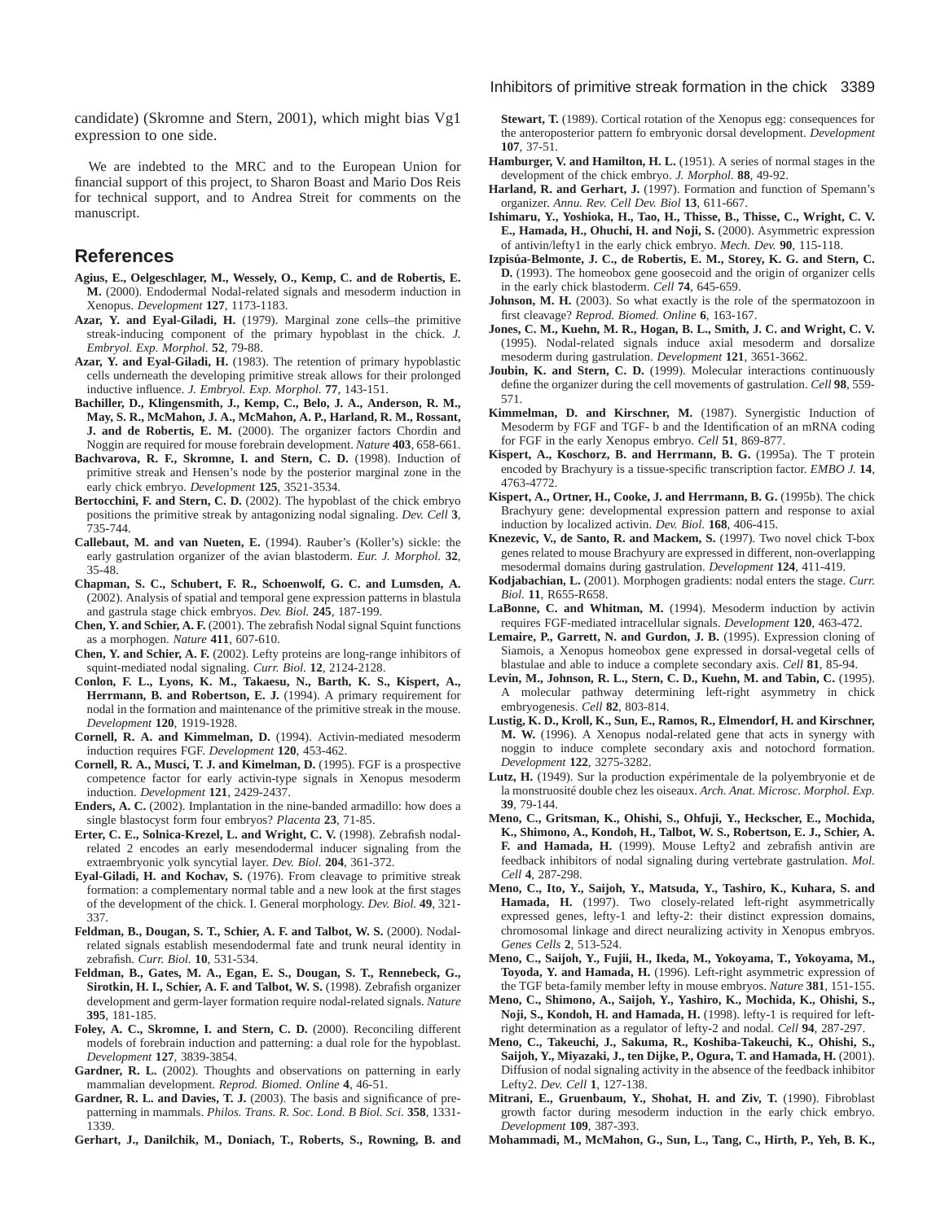candidate) (Skromne and Stern, 2001), which might bias Vg1 expression to one side.

We are indebted to the MRC and to the European Union for financial support of this project, to Sharon Boast and Mario Dos Reis for technical support, and to Andrea Streit for comments on the manuscript.

## References

**Agius, E., Oelgeschlager, M., Wessely, O., Kemp, C. and de Robertis, E. M.** (2000). Endodermal Nodal-related signals and mesoderm induction in Xenopus. *Development* **127**, 1173-1183.

**Azar, Y. and Eyal-Giladi, H.** (1979). Marginal zone cells–the primitive streak-inducing component of the primary hypoblast in the chick. *J. Embryol. Exp. Morphol.* **52**, 79-88.

**Azar, Y. and Eyal-Giladi, H.** (1983). The retention of primary hypoblastic cells underneath the developing primitive streak allows for their prolonged inductive influence. *J. Embryol. Exp. Morphol.* **77**, 143-151.

**Bachiller, D., Klingensmith, J., Kemp, C., Belo, J. A., Anderson, R. M., May, S. R., McMahon, J. A., McMahon, A. P., Harland, R. M., Rossant, J. and de Robertis, E. M.** (2000). The organizer factors Chordin and Noggin are required for mouse forebrain development. *Nature* **403**, 658-661.

**Bachvarova, R. F., Skromne, I. and Stern, C. D.** (1998). Induction of primitive streak and Hensen's node by the posterior marginal zone in the early chick embryo. *Development* **125**, 3521-3534.

**Bertocchini, F. and Stern, C. D.** (2002). The hypoblast of the chick embryo positions the primitive streak by antagonizing nodal signaling. *Dev. Cell* **3**, 735-744.

**Callebaut, M. and van Nueten, E.** (1994). Rauber's (Koller's) sickle: the early gastrulation organizer of the avian blastoderm. *Eur. J. Morphol.* **32**, 35-48.

**Chapman, S. C., Schubert, F. R., Schoenwolf, G. C. and Lumsden, A.** (2002). Analysis of spatial and temporal gene expression patterns in blastula and gastrula stage chick embryos. *Dev. Biol.* **245**, 187-199.

**Chen, Y. and Schier, A. F.** (2001). The zebrafish Nodal signal Squint functions as a morphogen. *Nature* **411**, 607-610.

**Chen, Y. and Schier, A. F.** (2002). Lefty proteins are long-range inhibitors of squint-mediated nodal signaling. *Curr. Biol.* **12**, 2124-2128.

**Conlon, F. L., Lyons, K. M., Takaesu, N., Barth, K. S., Kispert, A., Herrmann, B. and Robertson, E. J.** (1994). A primary requirement for nodal in the formation and maintenance of the primitive streak in the mouse. *Development* **120**, 1919-1928.

**Cornell, R. A. and Kimmelman, D.** (1994). Activin-mediated mesoderm induction requires FGF. *Development* **120**, 453-462.

**Cornell, R. A., Musci, T. J. and Kimelman, D.** (1995). FGF is a prospective competence factor for early activin-type signals in Xenopus mesoderm induction. *Development* **121**, 2429-2437.

**Enders, A. C.** (2002). Implantation in the nine-banded armadillo: how does a single blastocyst form four embryos? *Placenta* **23**, 71-85.

**Erter, C. E., Solnica-Krezel, L. and Wright, C. V.** (1998). Zebrafish nodal-related 2 encodes an early mesendodermal inducer signaling from the extraembryonic yolk syncytial layer. *Dev. Biol.* **204**, 361-372.

**Eyal-Giladi, H. and Kochav, S.** (1976). From cleavage to primitive streak formation: a complementary normal table and a new look at the first stages of the development of the chick. I. General morphology. *Dev. Biol.* **49**, 321-337.

**Feldman, B., Dougan, S. T., Schier, A. F. and Talbot, W. S.** (2000). Nodal-related signals establish mesendodermal fate and trunk neural identity in zebrafish. *Curr. Biol.* **10**, 531-534.

**Feldman, B., Gates, M. A., Egan, E. S., Dougan, S. T., Rennebeck, G., Sirotkin, H. I., Schier, A. F. and Talbot, W. S.** (1998). Zebrafish organizer development and germ-layer formation require nodal-related signals. *Nature* **395**, 181-185.

**Foley, A. C., Skromne, I. and Stern, C. D.** (2000). Reconciling different models of forebrain induction and patterning: a dual role for the hypoblast. *Development* **127**, 3839-3854.

**Gardner, R. L.** (2002). Thoughts and observations on patterning in early mammalian development. *Reprod. Biomed. Online* **4**, 46-51.

**Gardner, R. L. and Davies, T. J.** (2003). The basis and significance of pre-patterning in mammals. *Philos. Trans. R. Soc. Lond. B Biol. Sci.* **358**, 1331-1339.

**Gerhart, J., Danilchik, M., Doniach, T., Roberts, S., Rowning, B. and Stewart, T.** (1989). Cortical rotation of the Xenopus egg: consequences for the anteroposterior pattern fo embryonic dorsal development. *Development* **107**, 37-51.

**Hamburger, V. and Hamilton, H. L.** (1951). A series of normal stages in the development of the chick embryo. *J. Morphol.* **88**, 49-92.

**Harland, R. and Gerhart, J.** (1997). Formation and function of Spemann's organizer. *Annu. Rev. Cell Dev. Biol* **13**, 611-667.

**Ishimaru, Y., Yoshioka, H., Tao, H., Thisse, B., Thisse, C., Wright, C. V. E., Hamada, H., Ohuchi, H. and Noji, S.** (2000). Asymmetric expression of antivin/lefty1 in the early chick embryo. *Mech. Dev.* **90**, 115-118.

**Izpisúa-Belmonte, J. C., de Robertis, E. M., Storey, K. G. and Stern, C. D.** (1993). The homeobox gene goosecoid and the origin of organizer cells in the early chick blastoderm. *Cell* **74**, 645-659.

**Johnson, M. H.** (2003). So what exactly is the role of the spermatozoon in first cleavage? *Reprod. Biomed. Online* **6**, 163-167.

**Jones, C. M., Kuehn, M. R., Hogan, B. L., Smith, J. C. and Wright, C. V.** (1995). Nodal-related signals induce axial mesoderm and dorsalize mesoderm during gastrulation. *Development* **121**, 3651-3662.

**Joubin, K. and Stern, C. D.** (1999). Molecular interactions continuously define the organizer during the cell movements of gastrulation. *Cell* **98**, 559-571.

**Kimmelman, D. and Kirschner, M.** (1987). Synergistic Induction of Mesoderm by FGF and TGF- b and the Identification of an mRNA coding for FGF in the early Xenopus embryo. *Cell* **51**, 869-877.

**Kispert, A., Koschorz, B. and Herrmann, B. G.** (1995a). The T protein encoded by Brachyury is a tissue-specific transcription factor. *EMBO J.* **14**, 4763-4772.

**Kispert, A., Ortner, H., Cooke, J. and Herrmann, B. G.** (1995b). The chick Brachyury gene: developmental expression pattern and response to axial induction by localized activin. *Dev. Biol.* **168**, 406-415.

**Knezevic, V., de Santo, R. and Mackem, S.** (1997). Two novel chick T-box genes related to mouse Brachyury are expressed in different, non-overlapping mesodermal domains during gastrulation. *Development* **124**, 411-419.

**Kodjabachian, L.** (2001). Morphogen gradients: nodal enters the stage. *Curr. Biol.* **11**, R655-R658.

**LaBonne, C. and Whitman, M.** (1994). Mesoderm induction by activin requires FGF-mediated intracellular signals. *Development* **120**, 463-472.

**Lemaire, P., Garrett, N. and Gurdon, J. B.** (1995). Expression cloning of Siamois, a Xenopus homeobox gene expressed in dorsal-vegetal cells of blastulae and able to induce a complete secondary axis. *Cell* **81**, 85-94.

**Levin, M., Johnson, R. L., Stern, C. D., Kuehn, M. and Tabin, C.** (1995). A molecular pathway determining left-right asymmetry in chick embryogenesis. *Cell* **82**, 803-814.

**Lustig, K. D., Kroll, K., Sun, E., Ramos, R., Elmendorf, H. and Kirschner, M. W.** (1996). A Xenopus nodal-related gene that acts in synergy with noggin to induce complete secondary axis and notochord formation. *Development* **122**, 3275-3282.

**Lutz, H.** (1949). Sur la production expérimentale de la polyembryonie et de la monstruosité double chez les oiseaux. *Arch. Anat. Microsc. Morphol. Exp.* **39**, 79-144.

**Meno, C., Gritsman, K., Ohishi, S., Ohfuji, Y., Heckscher, E., Mochida, K., Shimono, A., Kondoh, H., Talbot, W. S., Robertson, E. J., Schier, A. F. and Hamada, H.** (1999). Mouse Lefty2 and zebrafish antivin are feedback inhibitors of nodal signaling during vertebrate gastrulation. *Mol. Cell* **4**, 287-298.

**Meno, C., Ito, Y., Saijoh, Y., Matsuda, Y., Tashiro, K., Kuhara, S. and Hamada, H.** (1997). Two closely-related left-right asymmetrically expressed genes, lefty-1 and lefty-2: their distinct expression domains, chromosomal linkage and direct neuralizing activity in Xenopus embryos. *Genes Cells* **2**, 513-524.

**Meno, C., Saijoh, Y., Fujii, H., Ikeda, M., Yokoyama, T., Yokoyama, M., Toyoda, Y. and Hamada, H.** (1996). Left-right asymmetric expression of the TGF beta-family member lefty in mouse embryos. *Nature* **381**, 151-155.

**Meno, C., Shimono, A., Saijoh, Y., Yashiro, K., Mochida, K., Ohishi, S., Noji, S., Kondoh, H. and Hamada, H.** (1998). lefty-1 is required for left-right determination as a regulator of lefty-2 and nodal. *Cell* **94**, 287-297.

**Meno, C., Takeuchi, J., Sakuma, R., Koshiba-Takeuchi, K., Ohishi, S., Saijoh, Y., Miyazaki, J., ten Dijke, P., Ogura, T. and Hamada, H.** (2001). Diffusion of nodal signaling activity in the absence of the feedback inhibitor Lefty2. *Dev. Cell* **1**, 127-138.

**Mitrani, E., Gruenbaum, Y., Shohat, H. and Ziv, T.** (1990). Fibroblast growth factor during mesoderm induction in the early chick embryo. *Development* **109**, 387-393.

**Mohammadi, M., McMahon, G., Sun, L., Tang, C., Hirth, P., Yeh, B. K.,**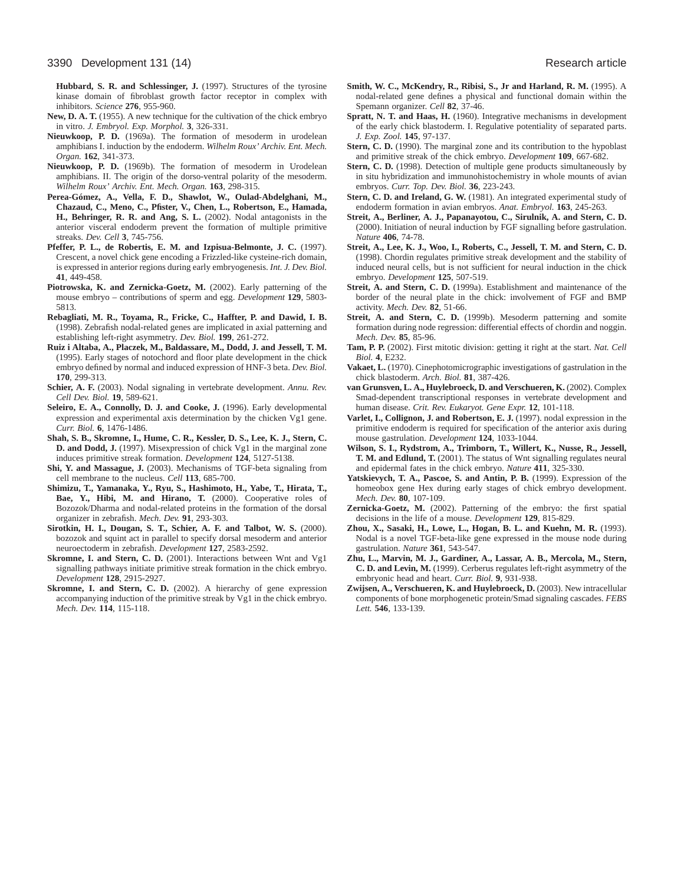**Hubbard, S. R. and Schlessinger, J.** (1997). Structures of the tyrosine kinase domain of fibroblast growth factor receptor in complex with inhibitors. *Science* **276**, 955-960.

**New, D. A. T.** (1955). A new technique for the cultivation of the chick embryo in vitro. *J. Embryol. Exp. Morphol.* **3**, 326-331.

**Nieuwkoop, P. D.** (1969a). The formation of mesoderm in urodelean amphibians I. induction by the endoderm. *Wilhelm Roux' Archiv. Ent. Mech. Organ.* **162**, 341-373.

**Nieuwkoop, P. D.** (1969b). The formation of mesoderm in Urodelean amphibians. II. The origin of the dorso-ventral polarity of the mesoderm. *Wilhelm Roux' Archiv. Ent. Mech. Organ.* **163**, 298-315.

**Perea-Gómez, A., Vella, F. D., Shawlot, W., Oulad-Abdelghani, M., Chazaud, C., Meno, C., Pfister, V., Chen, L., Robertson, E., Hamada, H., Behringer, R. R. and Ang, S. L.** (2002). Nodal antagonists in the anterior visceral endoderm prevent the formation of multiple primitive streaks. *Dev. Cell* **3**, 745-756.

**Pfeffer, P. L., de Robertis, E. M. and Izpisua-Belmonte, J. C.** (1997). Crescent, a novel chick gene encoding a Frizzled-like cysteine-rich domain, is expressed in anterior regions during early embryogenesis. *Int. J. Dev. Biol.* **41**, 449-458.

**Piotrowska, K. and Zernicka-Goetz, M.** (2002). Early patterning of the mouse embryo – contributions of sperm and egg. *Development* **129**, 5803-5813.

**Rebagliati, M. R., Toyama, R., Fricke, C., Haffter, P. and Dawid, I. B.** (1998). Zebrafish nodal-related genes are implicated in axial patterning and establishing left-right asymmetry. *Dev. Biol.* **199**, 261-272.

**Ruiz i Altaba, A., Placzek, M., Baldassare, M., Dodd, J. and Jessell, T. M.** (1995). Early stages of notochord and floor plate development in the chick embryo defined by normal and induced expression of HNF-3 beta. *Dev. Biol.* **170**, 299-313.

**Schier, A. F.** (2003). Nodal signaling in vertebrate development. *Annu. Rev. Cell Dev. Biol.* **19**, 589-621.

**Seleiro, E. A., Connolly, D. J. and Cooke, J.** (1996). Early developmental expression and experimental axis determination by the chicken Vg1 gene. *Curr. Biol.* **6**, 1476-1486.

**Shah, S. B., Skromne, I., Hume, C. R., Kessler, D. S., Lee, K. J., Stern, C. D. and Dodd, J.** (1997). Misexpression of chick Vg1 in the marginal zone induces primitive streak formation. *Development* **124**, 5127-5138.

**Shi, Y. and Massague, J.** (2003). Mechanisms of TGF-beta signaling from cell membrane to the nucleus. *Cell* **113**, 685-700.

**Shimizu, T., Yamanaka, Y., Ryu, S., Hashimoto, H., Yabe, T., Hirata, T., Bae, Y., Hibi, M. and Hirano, T.** (2000). Cooperative roles of Bozozok/Dharma and nodal-related proteins in the formation of the dorsal organizer in zebrafish. *Mech. Dev.* **91**, 293-303.

**Sirotkin, H. I., Dougan, S. T., Schier, A. F. and Talbot, W. S.** (2000). bozozok and squint act in parallel to specify dorsal mesoderm and anterior neuroectoderm in zebrafish. *Development* **127**, 2583-2592.

**Skromne, I. and Stern, C. D.** (2001). Interactions between Wnt and Vg1 signalling pathways initiate primitive streak formation in the chick embryo. *Development* **128**, 2915-2927.

**Skromne, I. and Stern, C. D.** (2002). A hierarchy of gene expression accompanying induction of the primitive streak by Vg1 in the chick embryo. *Mech. Dev.* **114**, 115-118.

**Smith, W. C., McKendry, R., Ribisi, S., Jr and Harland, R. M.** (1995). A nodal-related gene defines a physical and functional domain within the Spemann organizer. *Cell* **82**, 37-46.

**Spratt, N. T. and Haas, H.** (1960). Integrative mechanisms in development of the early chick blastoderm. I. Regulative potentiality of separated parts. *J. Exp. Zool.* **145**, 97-137.

**Stern, C. D.** (1990). The marginal zone and its contribution to the hypoblast and primitive streak of the chick embryo. *Development* **109**, 667-682.

**Stern, C. D.** (1998). Detection of multiple gene products simultaneously by in situ hybridization and immunohistochemistry in whole mounts of avian embryos. *Curr. Top. Dev. Biol.* **36**, 223-243.

**Stern, C. D. and Ireland, G. W.** (1981). An integrated experimental study of endoderm formation in avian embryos. *Anat. Embryol.* **163**, 245-263.

**Streit, A., Berliner, A. J., Papanayotou, C., Sirulnik, A. and Stern, C. D.** (2000). Initiation of neural induction by FGF signalling before gastrulation. *Nature* **406**, 74-78.

**Streit, A., Lee, K. J., Woo, I., Roberts, C., Jessell, T. M. and Stern, C. D.** (1998). Chordin regulates primitive streak development and the stability of induced neural cells, but is not sufficient for neural induction in the chick embryo. *Development* **125**, 507-519.

**Streit, A. and Stern, C. D.** (1999a). Establishment and maintenance of the border of the neural plate in the chick: involvement of FGF and BMP activity. *Mech. Dev.* **82**, 51-66.

**Streit, A. and Stern, C. D.** (1999b). Mesoderm patterning and somite formation during node regression: differential effects of chordin and noggin. *Mech. Dev.* **85**, 85-96.

**Tam, P. P.** (2002). First mitotic division: getting it right at the start. *Nat. Cell Biol.* **4**, E232.

**Vakaet, L.** (1970). Cinephotomicrographic investigations of gastrulation in the chick blastoderm. *Arch. Biol.* **81**, 387-426.

**van Grunsven, L. A., Huylebroeck, D. and Verschueren, K.** (2002). Complex Smad-dependent transcriptional responses in vertebrate development and human disease. *Crit. Rev. Eukaryot. Gene Expr.* **12**, 101-118.

**Varlet, I., Collignon, J. and Robertson, E. J.** (1997). nodal expression in the primitive endoderm is required for specification of the anterior axis during mouse gastrulation. *Development* **124**, 1033-1044.

**Wilson, S. I., Rydstrom, A., Trimborn, T., Willert, K., Nusse, R., Jessell, T. M. and Edlund, T.** (2001). The status of Wnt signalling regulates neural and epidermal fates in the chick embryo. *Nature* **411**, 325-330.

**Yatskievych, T. A., Pascoe, S. and Antin, P. B.** (1999). Expression of the homeobox gene Hex during early stages of chick embryo development. *Mech. Dev.* **80**, 107-109.

**Zernicka-Goetz, M.** (2002). Patterning of the embryo: the first spatial decisions in the life of a mouse. *Development* **129**, 815-829.

**Zhou, X., Sasaki, H., Lowe, L., Hogan, B. L. and Kuehn, M. R.** (1993). Nodal is a novel TGF-beta-like gene expressed in the mouse node during gastrulation. *Nature* **361**, 543-547.

**Zhu, L., Marvin, M. J., Gardiner, A., Lassar, A. B., Mercola, M., Stern, C. D. and Levin, M.** (1999). Cerberus regulates left-right asymmetry of the embryonic head and heart. *Curr. Biol.* **9**, 931-938.

**Zwijsen, A., Verschueren, K. and Huylebroeck, D.** (2003). New intracellular components of bone morphogenetic protein/Smad signaling cascades. *FEBS Lett.* **546**, 133-139.